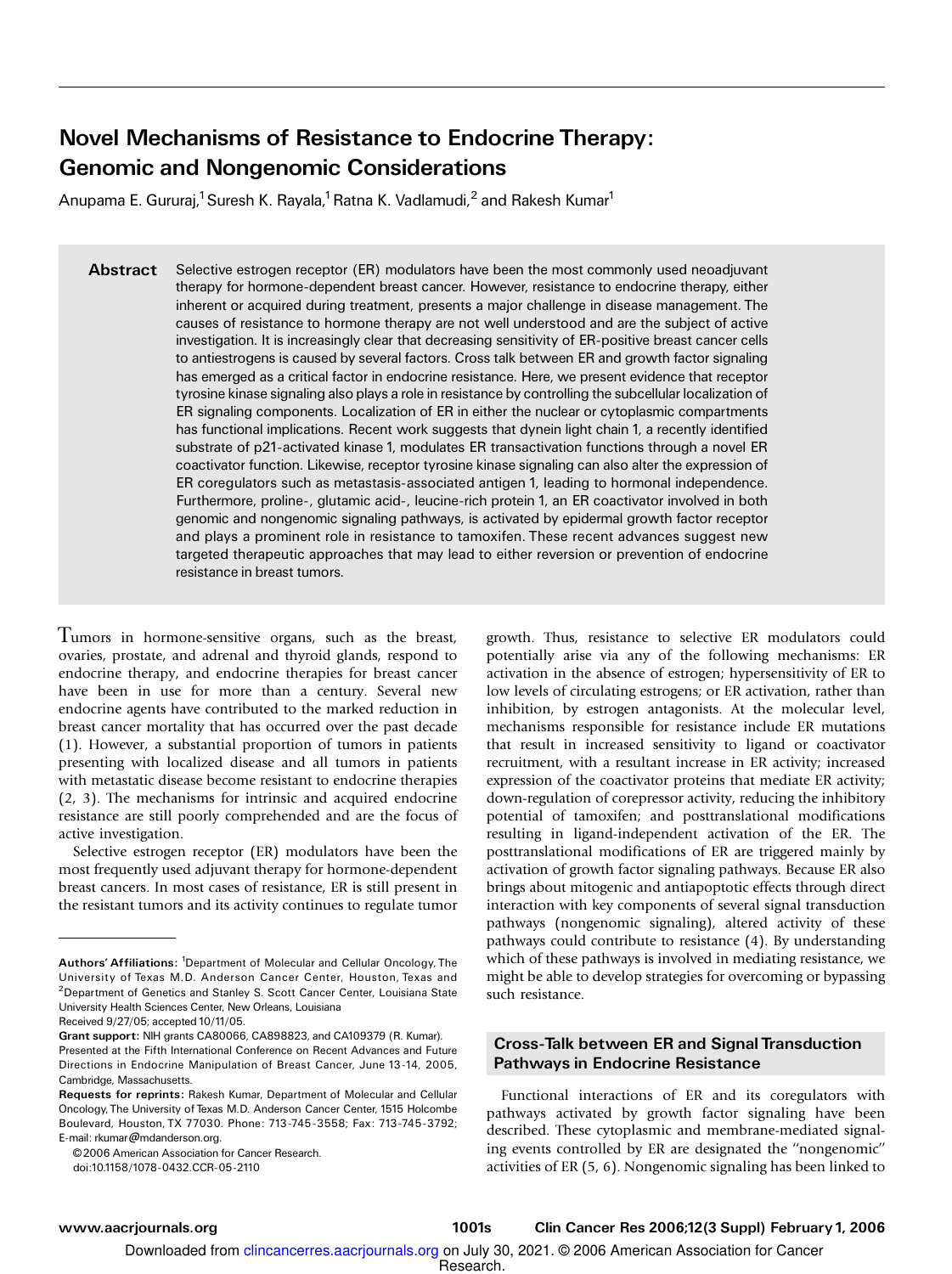# Novel Mechanisms of Resistance to Endocrine Therapy: Genomic and Nongenomic Considerations

Anupama E. Gururaj,[1] Suresh K. Rayala,[1] Ratna K. Vadlamudi,[2] and Rakesh Kumar[1]

**Abstract** Selective estrogen receptor (ER) modulators have been the most commonly used neoadjuvant therapy for hormone-dependent breast cancer. However, resistance to endocrine therapy, either inherent or acquired during treatment, presents a major challenge in disease management. The causes of resistance to hormone therapy are not well understood and are the subject of active investigation. It is increasingly clear that decreasing sensitivity of ER-positive breast cancer cells to antiestrogens is caused by several factors. Cross talk between ER and growth factor signaling has emerged as a critical factor in endocrine resistance. Here, we present evidence that receptor tyrosine kinase signaling also plays a role in resistance by controlling the subcellular localization of ER signaling components. Localization of ER in either the nuclear or cytoplasmic compartments has functional implications. Recent work suggests that dynein light chain 1, a recently identified substrate of p21-activated kinase 1, modulates ER transactivation functions through a novel ER coactivator function. Likewise, receptor tyrosine kinase signaling can also alter the expression of ER coregulators such as metastasis-associated antigen 1, leading to hormonal independence. Furthermore, proline-, glutamic acid-, leucine-rich protein 1, an ER coactivator involved in both genomic and nongenomic signaling pathways, is activated by epidermal growth factor receptor and plays a prominent role in resistance to tamoxifen. These recent advances suggest new targeted therapeutic approaches that may lead to either reversion or prevention of endocrine resistance in breast tumors.

Tumors in hormone-sensitive organs, such as the breast, ovaries, prostate, and adrenal and thyroid glands, respond to endocrine therapy, and endocrine therapies for breast cancer have been in use for more than a century. Several new endocrine agents have contributed to the marked reduction in breast cancer mortality that has occurred over the past decade (1). However, a substantial proportion of tumors in patients presenting with localized disease and all tumors in patients with metastatic disease become resistant to endocrine therapies (2, 3). The mechanisms for intrinsic and acquired endocrine resistance are still poorly comprehended and are the focus of active investigation.

Selective estrogen receptor (ER) modulators have been the most frequently used adjuvant therapy for hormone-dependent breast cancers. In most cases of resistance, ER is still present in the resistant tumors and its activity continues to regulate tumor growth. Thus, resistance to selective ER modulators could potentially arise via any of the following mechanisms: ER activation in the absence of estrogen; hypersensitivity of ER to low levels of circulating estrogens; or ER activation, rather than inhibition, by estrogen antagonists. At the molecular level, mechanisms responsible for resistance include ER mutations that result in increased sensitivity to ligand or coactivator recruitment, with a resultant increase in ER activity; increased expression of the coactivator proteins that mediate ER activity; down-regulation of corepressor activity, reducing the inhibitory potential of tamoxifen; and posttranslational modifications resulting in ligand-independent activation of the ER. The posttranslational modifications of ER are triggered mainly by activation of growth factor signaling pathways. Because ER also brings about mitogenic and antiapoptotic effects through direct interaction with key components of several signal transduction pathways (nongenomic signaling), altered activity of these pathways could contribute to resistance (4). By understanding which of these pathways is involved in mediating resistance, we might be able to develop strategies for overcoming or bypassing such resistance.

## Cross-Talk between ER and Signal Transduction Pathways in Endocrine Resistance

Functional interactions of ER and its coregulators with pathways activated by growth factor signaling have been described. These cytoplasmic and membrane-mediated signaling events controlled by ER are designated the "nongenomic" activities of ER (5, 6). Nongenomic signaling has been linked to

---

**Authors' Affiliations:** [1]Department of Molecular and Cellular Oncology, The University of Texas M.D. Anderson Cancer Center, Houston, Texas and [2]Department of Genetics and Stanley S. Scott Cancer Center, Louisiana State University Health Sciences Center, New Orleans, Louisiana

Received 9/27/05; accepted 10/11/05.

**Grant support:** NIH grants CA80066, CA89823, and CA109379 (R. Kumar).

Presented at the Fifth International Conference on Recent Advances and Future Directions in Endocrine Manipulation of Breast Cancer, June 13-14, 2005, Cambridge, Massachusetts.

**Requests for reprints:** Rakesh Kumar, Department of Molecular and Cellular Oncology, The University of Texas M.D. Anderson Cancer Center, 1515 Holcombe Boulevard, Houston, TX 77030. Phone: 713-745-3558; Fax: 713-745-3792; E-mail: rkumar@mdanderson.org.

© 2006 American Association for Cancer Research.

doi:10.1158/1078-0432.CCR-05-2110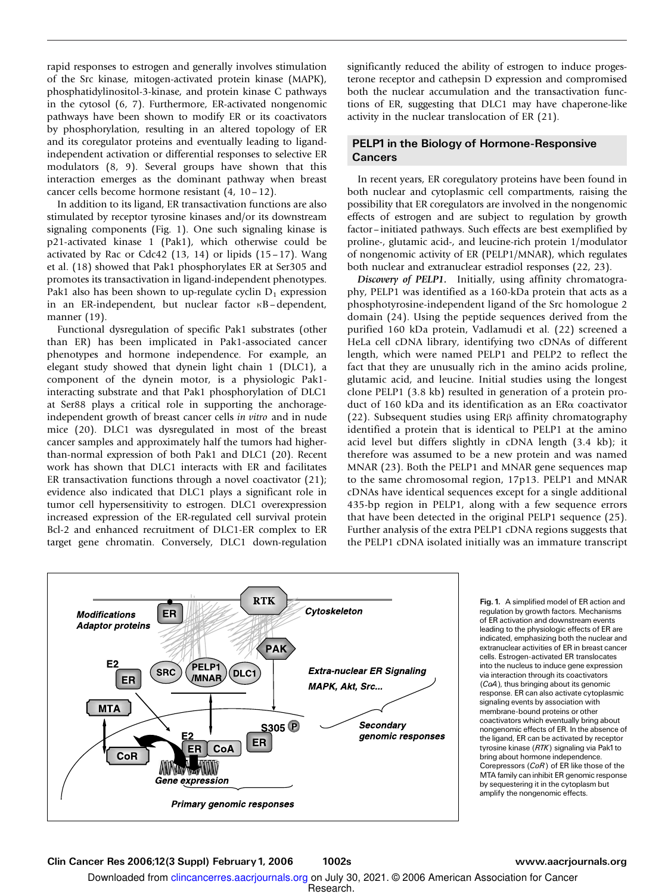rapid responses to estrogen and generally involves stimulation of the Src kinase, mitogen-activated protein kinase (MAPK), phosphatidylinositol-3-kinase, and protein kinase C pathways in the cytosol (6, 7). Furthermore, ER-activated nongenomic pathways have been shown to modify ER or its coactivators by phosphorylation, resulting in an altered topology of ER and its coregulator proteins and eventually leading to ligand-independent activation or differential responses to selective ER modulators (8, 9). Several groups have shown that this interaction emerges as the dominant pathway when breast cancer cells become hormone resistant (4, 10–12).

In addition to its ligand, ER transactivation functions are also stimulated by receptor tyrosine kinases and/or its downstream signaling components (Fig. 1). One such signaling kinase is p21-activated kinase 1 (Pak1), which otherwise could be activated by Rac or Cdc42 (13, 14) or lipids (15–17). Wang et al. (18) showed that Pak1 phosphorylates ER at Ser305 and promotes its transactivation in ligand-independent phenotypes. Pak1 also has been shown to up-regulate cyclin $D_1$ expression in an ER-independent, but nuclear factor κB–dependent, manner (19).

Functional dysregulation of specific Pak1 substrates (other than ER) has been implicated in Pak1-associated cancer phenotypes and hormone independence. For example, an elegant study showed that dynein light chain 1 (DLC1), a component of the dynein motor, is a physiologic Pak1-interacting substrate and that Pak1 phosphorylation of DLC1 at Ser88 plays a critical role in supporting the anchorage-independent growth of breast cancer cells *in vitro* and in nude mice (20). DLC1 was dysregulated in most of the breast cancer samples and approximately half the tumors had higher-than-normal expression of both Pak1 and DLC1 (20). Recent work has shown that DLC1 interacts with ER and facilitates ER transactivation functions through a novel coactivator (21); evidence also indicated that DLC1 plays a significant role in tumor cell hypersensitivity to estrogen. DLC1 overexpression increased expression of the ER-regulated cell survival protein Bcl-2 and enhanced recruitment of DLC1-ER complex to ER target gene chromatin. Conversely, DLC1 down-regulation significantly reduced the ability of estrogen to induce progesterone receptor and cathepsin D expression and compromised both the nuclear accumulation and the transactivation functions of ER, suggesting that DLC1 may have chaperone-like activity in the nuclear translocation of ER (21).

## PELP1 in the Biology of Hormone-Responsive Cancers

In recent years, ER coregulatory proteins have been found in both nuclear and cytoplasmic cell compartments, raising the possibility that ER coregulators are involved in the nongenomic effects of estrogen and are subject to regulation by growth factor–initiated pathways. Such effects are best exemplified by proline-, glutamic acid-, and leucine-rich protein 1/modulator of nongenomic activity of ER (PELP1/MNAR), which regulates both nuclear and extranuclear estradiol responses (22, 23).

***Discovery of PELP1.*** Initially, using affinity chromatography, PELP1 was identified as a 160-kDa protein that acts as a phosphotyrosine-independent ligand of the Src homologue 2 domain (24). Using the peptide sequences derived from the purified 160 kDa protein, Vadlamudi et al. (22) screened a HeLa cell cDNA library, identifying two cDNAs of different length, which were named PELP1 and PELP2 to reflect the fact that they are unusually rich in the amino acids proline, glutamic acid, and leucine. Initial studies using the longest clone PELP1 (3.8 kb) resulted in generation of a protein product of 160 kDa and its identification as an ERα coactivator (22). Subsequent studies using ERβ affinity chromatography identified a protein that is identical to PELP1 at the amino acid level but differs slightly in cDNA length (3.4 kb); it therefore was assumed to be a new protein and was named MNAR (23). Both the PELP1 and MNAR gene sequences map to the same chromosomal region, 17p13. PELP1 and MNAR cDNAs have identical sequences except for a single additional 435-bp region in PELP1, along with a few sequence errors that have been detected in the original PELP1 sequence (25). Further analysis of the extra PELP1 cDNA regions suggests that the PELP1 cDNA isolated initially was an immature transcript

**Fig. 1.** A simplified model of ER action and regulation by growth factors. Mechanisms of ER activation and downstream events leading to the physiologic effects of ER are indicated, emphasizing both the nuclear and extranuclear activities of ER in breast cancer cells. Estrogen-activated ER translocates into the nucleus to induce gene expression via interaction through its coactivators (*CoA*), thus bringing about its genomic response. ER can also activate cytoplasmic signaling events by association with membrane-bound proteins or other coactivators which eventually bring about nongenomic effects of ER. In the absence of the ligand, ER can be activated by receptor tyrosine kinase (*RTK*) signaling via Pak1 to bring about hormone independence. Corepressors (*CoR*) of ER like those of the MTA family can inhibit ER genomic response by sequestering it in the cytoplasm but amplify the nongenomic effects.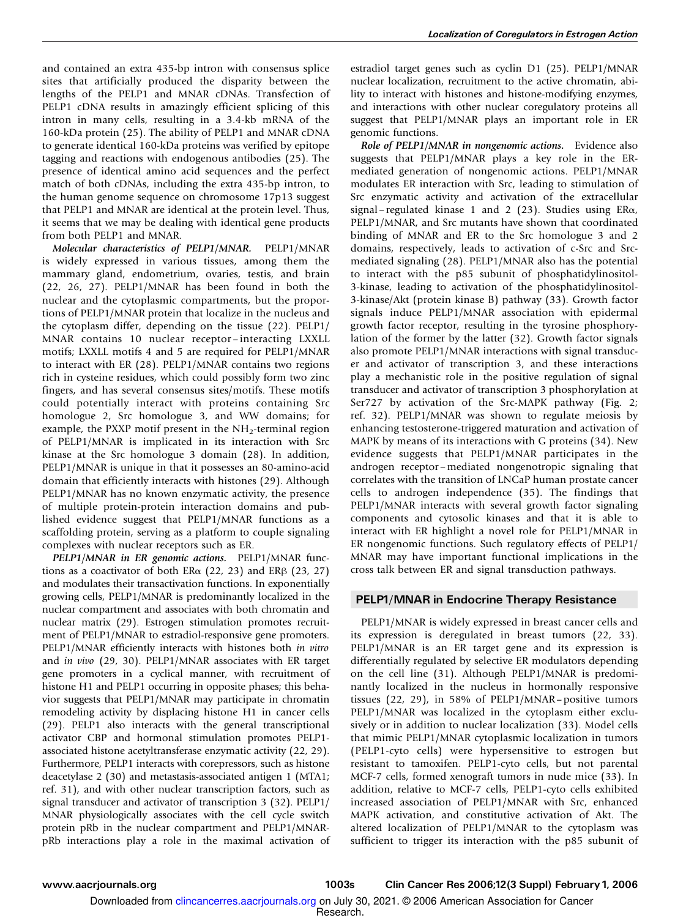and contained an extra 435-bp intron with consensus splice sites that artificially produced the disparity between the lengths of the PELP1 and MNAR cDNAs. Transfection of PELP1 cDNA results in amazingly efficient splicing of this intron in many cells, resulting in a 3.4-kb mRNA of the 160-kDa protein (25). The ability of PELP1 and MNAR cDNA to generate identical 160-kDa proteins was verified by epitope tagging and reactions with endogenous antibodies (25). The presence of identical amino acid sequences and the perfect match of both cDNAs, including the extra 435-bp intron, to the human genome sequence on chromosome 17p13 suggest that PELP1 and MNAR are identical at the protein level. Thus, it seems that we may be dealing with identical gene products from both PELP1 and MNAR.

***Molecular characteristics of PELP1/MNAR.*** PELP1/MNAR is widely expressed in various tissues, among them the mammary gland, endometrium, ovaries, testis, and brain (22, 26, 27). PELP1/MNAR has been found in both the nuclear and the cytoplasmic compartments, but the proportions of PELP1/MNAR protein that localize in the nucleus and the cytoplasm differ, depending on the tissue (22). PELP1/MNAR contains 10 nuclear receptor–interacting LXXLL motifs; LXXLL motifs 4 and 5 are required for PELP1/MNAR to interact with ER (28). PELP1/MNAR contains two regions rich in cysteine residues, which could possibly form two zinc fingers, and has several consensus sites/motifs. These motifs could potentially interact with proteins containing Src homologue 2, Src homologue 3, and WW domains; for example, the PXXP motif present in the $NH_2$-terminal region of PELP1/MNAR is implicated in its interaction with Src kinase at the Src homologue 3 domain (28). In addition, PELP1/MNAR is unique in that it possesses an 80-amino-acid domain that efficiently interacts with histones (29). Although PELP1/MNAR has no known enzymatic activity, the presence of multiple protein-protein interaction domains and published evidence suggest that PELP1/MNAR functions as a scaffolding protein, serving as a platform to couple signaling complexes with nuclear receptors such as ER.

***PELP1/MNAR in ER genomic actions.*** PELP1/MNAR functions as a coactivator of both ERα (22, 23) and ERβ (23, 27) and modulates their transactivation functions. In exponentially growing cells, PELP1/MNAR is predominantly localized in the nuclear compartment and associates with both chromatin and nuclear matrix (29). Estrogen stimulation promotes recruitment of PELP1/MNAR to estradiol-responsive gene promoters. PELP1/MNAR efficiently interacts with histones both *in vitro* and *in vivo* (29, 30). PELP1/MNAR associates with ER target gene promoters in a cyclical manner, with recruitment of histone H1 and PELP1 occurring in opposite phases; this behavior suggests that PELP1/MNAR may participate in chromatin remodeling activity by displacing histone H1 in cancer cells (29). PELP1 also interacts with the general transcriptional activator CBP and hormonal stimulation promotes PELP1-associated histone acetyltransferase enzymatic activity (22, 29). Furthermore, PELP1 interacts with corepressors, such as histone deacetylase 2 (30) and metastasis-associated antigen 1 (MTA1; ref. 31), and with other nuclear transcription factors, such as signal transducer and activator of transcription 3 (32). PELP1/MNAR physiologically associates with the cell cycle switch protein pRb in the nuclear compartment and PELP1/MNAR-pRb interactions play a role in the maximal activation of estradiol target genes such as cyclin D1 (25). PELP1/MNAR nuclear localization, recruitment to the active chromatin, ability to interact with histones and histone-modifying enzymes, and interactions with other nuclear coregulatory proteins all suggest that PELP1/MNAR plays an important role in ER genomic functions.

***Role of PELP1/MNAR in nongenomic actions.*** Evidence also suggests that PELP1/MNAR plays a key role in the ER-mediated generation of nongenomic actions. PELP1/MNAR modulates ER interaction with Src, leading to stimulation of Src enzymatic activity and activation of the extracellular signal–regulated kinase 1 and 2 (23). Studies using ERα, PELP1/MNAR, and Src mutants have shown that coordinated binding of MNAR and ER to the Src homologue 3 and 2 domains, respectively, leads to activation of c-Src and Src-mediated signaling (28). PELP1/MNAR also has the potential to interact with the p85 subunit of phosphatidylinositol-3-kinase, leading to activation of the phosphatidylinositol-3-kinase/Akt (protein kinase B) pathway (33). Growth factor signals induce PELP1/MNAR association with epidermal growth factor receptor, resulting in the tyrosine phosphorylation of the former by the latter (32). Growth factor signals also promote PELP1/MNAR interactions with signal transducer and activator of transcription 3, and these interactions play a mechanistic role in the positive regulation of signal transducer and activator of transcription 3 phosphorylation at Ser727 by activation of the Src-MAPK pathway (Fig. 2; ref. 32). PELP1/MNAR was shown to regulate meiosis by enhancing testosterone-triggered maturation and activation of MAPK by means of its interactions with G proteins (34). New evidence suggests that PELP1/MNAR participates in the androgen receptor–mediated nongenotropic signaling that correlates with the transition of LNCaP human prostate cancer cells to androgen independence (35). The findings that PELP1/MNAR interacts with several growth factor signaling components and cytosolic kinases and that it is able to interact with ER highlight a novel role for PELP1/MNAR in ER nongenomic functions. Such regulatory effects of PELP1/MNAR may have important functional implications in the cross talk between ER and signal transduction pathways.

## PELP1/MNAR in Endocrine Therapy Resistance

PELP1/MNAR is widely expressed in breast cancer cells and its expression is deregulated in breast tumors (22, 33). PELP1/MNAR is an ER target gene and its expression is differentially regulated by selective ER modulators depending on the cell line (31). Although PELP1/MNAR is predominantly localized in the nucleus in hormonally responsive tissues (22, 29), in 58% of PELP1/MNAR–positive tumors PELP1/MNAR was localized in the cytoplasm either exclusively or in addition to nuclear localization (33). Model cells that mimic PELP1/MNAR cytoplasmic localization in tumors (PELP1-cyto cells) were hypersensitive to estrogen but resistant to tamoxifen. PELP1-cyto cells, but not parental MCF-7 cells, formed xenograft tumors in nude mice (33). In addition, relative to MCF-7 cells, PELP1-cyto cells exhibited increased association of PELP1/MNAR with Src, enhanced MAPK activation, and constitutive activation of Akt. The altered localization of PELP1/MNAR to the cytoplasm was sufficient to trigger its interaction with the p85 subunit of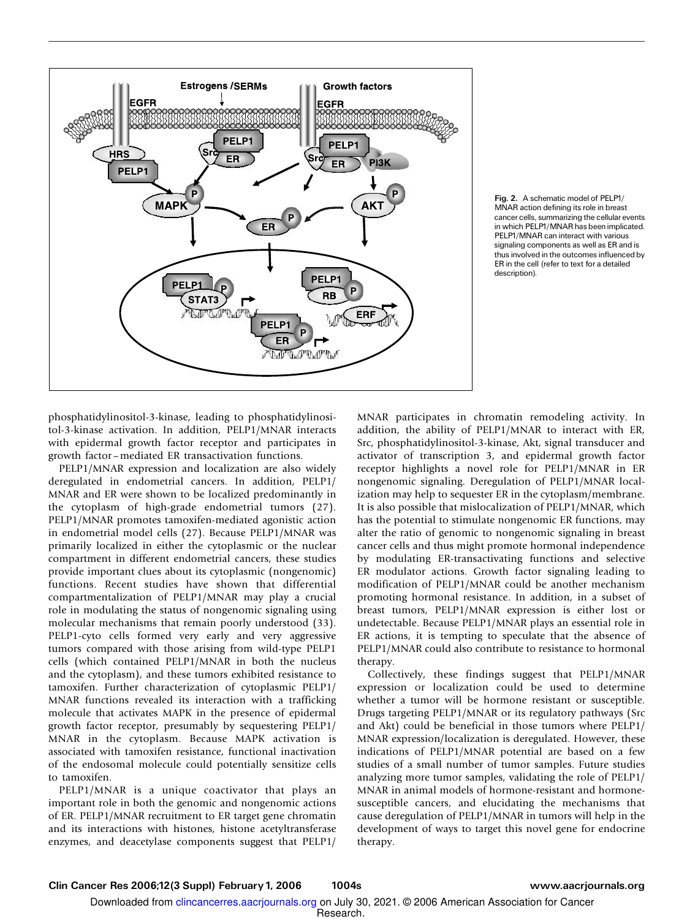Fig. 2. A schematic model of PELP1/MNAR action defining its role in breast cancer cells, summarizing the cellular events in which PELP1/MNAR has been implicated. PELP1/MNAR can interact with various signaling components as well as ER and is thus involved in the outcomes influenced by ER in the cell (refer to text for a detailed description).

phosphatidylinositol-3-kinase, leading to phosphatidylinositol-3-kinase activation. In addition, PELP1/MNAR interacts with epidermal growth factor receptor and participates in growth factor–mediated ER transactivation functions.

PELP1/MNAR expression and localization are also widely deregulated in endometrial cancers. In addition, PELP1/MNAR and ER were shown to be localized predominantly in the cytoplasm of high-grade endometrial tumors (27). PELP1/MNAR promotes tamoxifen-mediated agonistic action in endometrial model cells (27). Because PELP1/MNAR was primarily localized in either the cytoplasmic or the nuclear compartment in different endometrial cancers, these studies provide important clues about its cytoplasmic (nongenomic) functions. Recent studies have shown that differential compartmentalization of PELP1/MNAR may play a crucial role in modulating the status of nongenomic signaling using molecular mechanisms that remain poorly understood (33). PELP1-cyto cells formed very early and very aggressive tumors compared with those arising from wild-type PELP1 cells (which contained PELP1/MNAR in both the nucleus and the cytoplasm), and these tumors exhibited resistance to tamoxifen. Further characterization of cytoplasmic PELP1/MNAR functions revealed its interaction with a trafficking molecule that activates MAPK in the presence of epidermal growth factor receptor, presumably by sequestering PELP1/MNAR in the cytoplasm. Because MAPK activation is associated with tamoxifen resistance, functional inactivation of the endosomal molecule could potentially sensitize cells to tamoxifen.

PELP1/MNAR is a unique coactivator that plays an important role in both the genomic and nongenomic actions of ER. PELP1/MNAR recruitment to ER target gene chromatin and its interactions with histones, histone acetyltransferase enzymes, and deacetylase components suggest that PELP1/MNAR participates in chromatin remodeling activity. In addition, the ability of PELP1/MNAR to interact with ER, Src, phosphatidylinositol-3-kinase, Akt, signal transducer and activator of transcription 3, and epidermal growth factor receptor highlights a novel role for PELP1/MNAR in ER nongenomic signaling. Deregulation of PELP1/MNAR localization may help to sequester ER in the cytoplasm/membrane. It is also possible that mislocalization of PELP1/MNAR, which has the potential to stimulate nongenomic ER functions, may alter the ratio of genomic to nongenomic signaling in breast cancer cells and thus might promote hormonal independence by modulating ER-transactivating functions and selective ER modulator actions. Growth factor signaling leading to modification of PELP1/MNAR could be another mechanism promoting hormonal resistance. In addition, in a subset of breast tumors, PELP1/MNAR expression is either lost or undetectable. Because PELP1/MNAR plays an essential role in ER actions, it is tempting to speculate that the absence of PELP1/MNAR could also contribute to resistance to hormonal therapy.

Collectively, these findings suggest that PELP1/MNAR expression or localization could be used to determine whether a tumor will be hormone resistant or susceptible. Drugs targeting PELP1/MNAR or its regulatory pathways (Src and Akt) could be beneficial in those tumors where PELP1/MNAR expression/localization is deregulated. However, these indications of PELP1/MNAR potential are based on a few studies of a small number of tumor samples. Future studies analyzing more tumor samples, validating the role of PELP1/MNAR in animal models of hormone-resistant and hormone-susceptible cancers, and elucidating the mechanisms that cause deregulation of PELP1/MNAR in tumors will help in the development of ways to target this novel gene for endocrine therapy.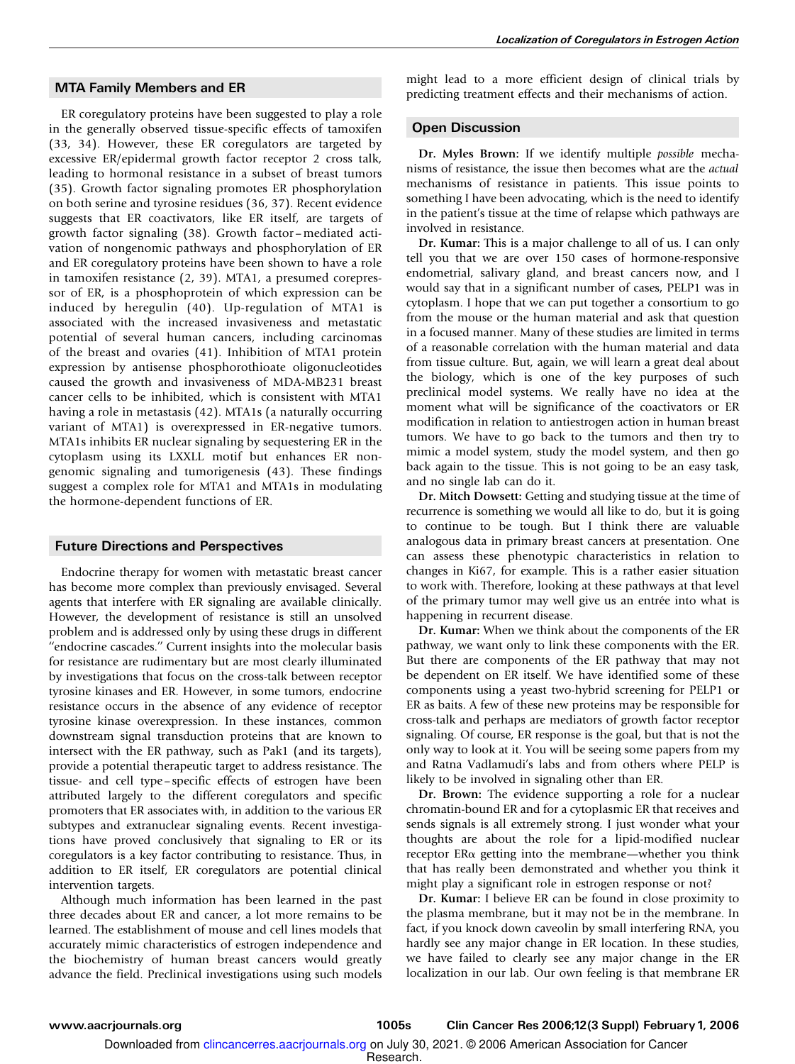## MTA Family Members and ER

ER coregulatory proteins have been suggested to play a role in the generally observed tissue-specific effects of tamoxifen (33, 34). However, these ER coregulators are targeted by excessive ER/epidermal growth factor receptor 2 cross talk, leading to hormonal resistance in a subset of breast tumors (35). Growth factor signaling promotes ER phosphorylation on both serine and tyrosine residues (36, 37). Recent evidence suggests that ER coactivators, like ER itself, are targets of growth factor signaling (38). Growth factor–mediated activation of nongenomic pathways and phosphorylation of ER and ER coregulatory proteins have been shown to have a role in tamoxifen resistance (2, 39). MTA1, a presumed corepressor of ER, is a phosphoprotein of which expression can be induced by heregulin (40). Up-regulation of MTA1 is associated with the increased invasiveness and metastatic potential of several human cancers, including carcinomas of the breast and ovaries (41). Inhibition of MTA1 protein expression by antisense phosphorothioate oligonucleotides caused the growth and invasiveness of MDA-MB231 breast cancer cells to be inhibited, which is consistent with MTA1 having a role in metastasis (42). MTA1s (a naturally occurring variant of MTA1) is overexpressed in ER-negative tumors. MTA1s inhibits ER nuclear signaling by sequestering ER in the cytoplasm using its LXXLL motif but enhances ER nongenomic signaling and tumorigenesis (43). These findings suggest a complex role for MTA1 and MTA1s in modulating the hormone-dependent functions of ER.

## Future Directions and Perspectives

Endocrine therapy for women with metastatic breast cancer has become more complex than previously envisaged. Several agents that interfere with ER signaling are available clinically. However, the development of resistance is still an unsolved problem and is addressed only by using these drugs in different "endocrine cascades." Current insights into the molecular basis for resistance are rudimentary but are most clearly illuminated by investigations that focus on the cross-talk between receptor tyrosine kinases and ER. However, in some tumors, endocrine resistance occurs in the absence of any evidence of receptor tyrosine kinase overexpression. In these instances, common downstream signal transduction proteins that are known to intersect with the ER pathway, such as Pak1 (and its targets), provide a potential therapeutic target to address resistance. The tissue- and cell type–specific effects of estrogen have been attributed largely to the different coregulators and specific promoters that ER associates with, in addition to the various ER subtypes and extranuclear signaling events. Recent investigations have proved conclusively that signaling to ER or its coregulators is a key factor contributing to resistance. Thus, in addition to ER itself, ER coregulators are potential clinical intervention targets.

Although much information has been learned in the past three decades about ER and cancer, a lot more remains to be learned. The establishment of mouse and cell lines models that accurately mimic characteristics of estrogen independence and the biochemistry of human breast cancers would greatly advance the field. Preclinical investigations using such models might lead to a more efficient design of clinical trials by predicting treatment effects and their mechanisms of action.

## Open Discussion

**Dr. Myles Brown:** If we identify multiple *possible* mechanisms of resistance, the issue then becomes what are the *actual* mechanisms of resistance in patients. This issue points to something I have been advocating, which is the need to identify in the patient's tissue at the time of relapse which pathways are involved in resistance.

**Dr. Kumar:** This is a major challenge to all of us. I can only tell you that we are over 150 cases of hormone-responsive endometrial, salivary gland, and breast cancers now, and I would say that in a significant number of cases, PELP1 was in cytoplasm. I hope that we can put together a consortium to go from the mouse or the human material and ask that question in a focused manner. Many of these studies are limited in terms of a reasonable correlation with the human material and data from tissue culture. But, again, we will learn a great deal about the biology, which is one of the key purposes of such preclinical model systems. We really have no idea at the moment what will be significance of the coactivators or ER modification in relation to antiestrogen action in human breast tumors. We have to go back to the tumors and then try to mimic a model system, study the model system, and then go back again to the tissue. This is not going to be an easy task, and no single lab can do it.

**Dr. Mitch Dowsett:** Getting and studying tissue at the time of recurrence is something we would all like to do, but it is going to continue to be tough. But I think there are valuable analogous data in primary breast cancers at presentation. One can assess these phenotypic characteristics in relation to changes in Ki67, for example. This is a rather easier situation to work with. Therefore, looking at these pathways at that level of the primary tumor may well give us an entrée into what is happening in recurrent disease.

**Dr. Kumar:** When we think about the components of the ER pathway, we want only to link these components with the ER. But there are components of the ER pathway that may not be dependent on ER itself. We have identified some of these components using a yeast two-hybrid screening for PELP1 or ER as baits. A few of these new proteins may be responsible for cross-talk and perhaps are mediators of growth factor receptor signaling. Of course, ER response is the goal, but that is not the only way to look at it. You will be seeing some papers from my and Ratna Vadlamudi's labs and from others where PELP is likely to be involved in signaling other than ER.

**Dr. Brown:** The evidence supporting a role for a nuclear chromatin-bound ER and for a cytoplasmic ER that receives and sends signals is all extremely strong. I just wonder what your thoughts are about the role for a lipid-modified nuclear receptor ERα getting into the membrane—whether you think that has really been demonstrated and whether you think it might play a significant role in estrogen response or not?

**Dr. Kumar:** I believe ER can be found in close proximity to the plasma membrane, but it may not be in the membrane. In fact, if you knock down caveolin by small interfering RNA, you hardly see any major change in ER location. In these studies, we have failed to clearly see any major change in the ER localization in our lab. Our own feeling is that membrane ER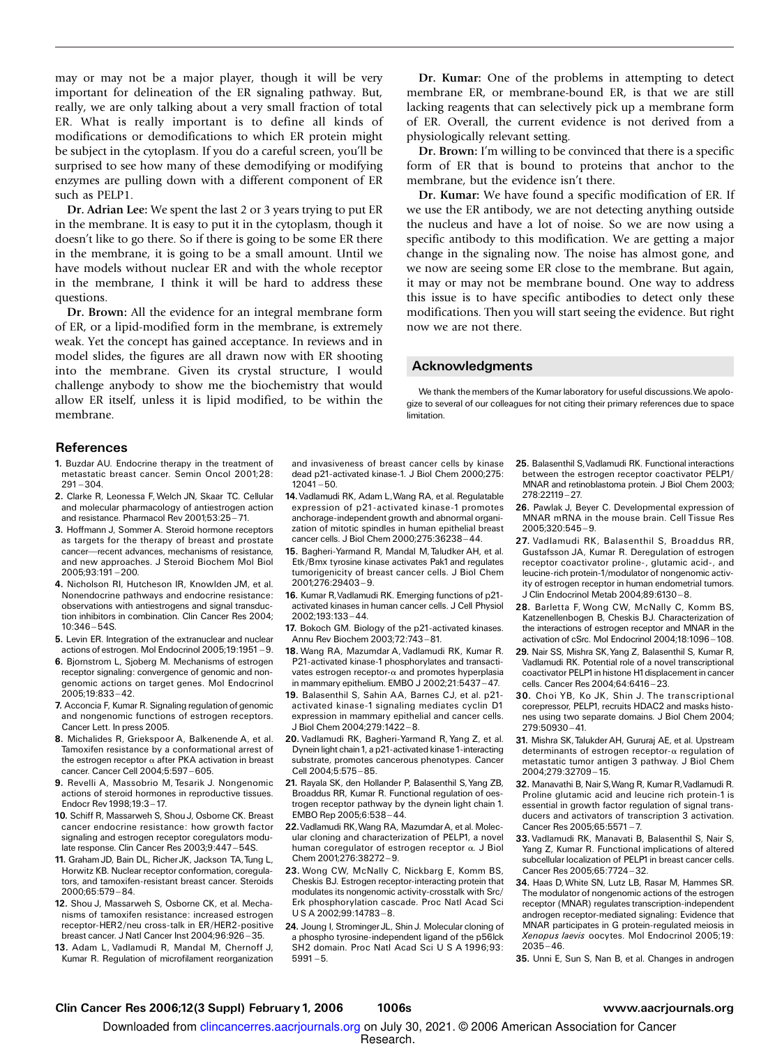may or may not be a major player, though it will be very important for delineation of the ER signaling pathway. But, really, we are only talking about a very small fraction of total ER. What is really important is to define all kinds of modifications or demodifications to which ER protein might be subject in the cytoplasm. If you do a careful screen, you'll be surprised to see how many of these demodifying or modifying enzymes are pulling down with a different component of ER such as PELP1.

**Dr. Adrian Lee:** We spent the last 2 or 3 years trying to put ER in the membrane. It is easy to put it in the cytoplasm, though it doesn't like to go there. So if there is going to be some ER there in the membrane, it is going to be a small amount. Until we have models without nuclear ER and with the whole receptor in the membrane, I think it will be hard to address these questions.

**Dr. Brown:** All the evidence for an integral membrane form of ER, or a lipid-modified form in the membrane, is extremely weak. Yet the concept has gained acceptance. In reviews and in model slides, the figures are all drawn now with ER shooting into the membrane. Given its crystal structure, I would challenge anybody to show me the biochemistry that would allow ER itself, unless it is lipid modified, to be within the membrane.

**Dr. Kumar:** One of the problems in attempting to detect membrane ER, or membrane-bound ER, is that we are still lacking reagents that can selectively pick up a membrane form of ER. Overall, the current evidence is not derived from a physiologically relevant setting.

**Dr. Brown:** I'm willing to be convinced that there is a specific form of ER that is bound to proteins that anchor to the membrane, but the evidence isn't there.

**Dr. Kumar:** We have found a specific modification of ER. If we use the ER antibody, we are not detecting anything outside the nucleus and have a lot of noise. So we are now using a specific antibody to this modification. We are getting a major change in the signaling now. The noise has almost gone, and we now are seeing some ER close to the membrane. But again, it may or may not be membrane bound. One way to address this issue is to have specific antibodies to detect only these modifications. Then you will start seeing the evidence. But right now we are not there.

## Acknowledgments

We thank the members of the Kumar laboratory for useful discussions. We apologize to several of our colleagues for not citing their primary references due to space limitation.

## References

1. Buzdar AU. Endocrine therapy in the treatment of metastatic breast cancer. Semin Oncol 2001;28:291–304.
2. Clarke R, Leonessa F, Welch JN, Skaar TC. Cellular and molecular pharmacology of antiestrogen action and resistance. Pharmacol Rev 2001;53:25–71.
3. Hoffmann J, Sommer A. Steroid hormone receptors as targets for the therapy of breast and prostate cancer—recent advances, mechanisms of resistance, and new approaches. J Steroid Biochem Mol Biol 2005;93:191–200.
4. Nicholson RI, Hutcheson IR, Knowlden JM, et al. Nonendocrine pathways and endocrine resistance: observations with antiestrogens and signal transduction inhibitors in combination. Clin Cancer Res 2004;10:346–54S.
5. Levin ER. Integration of the extranuclear and nuclear actions of estrogen. Mol Endocrinol 2005;19:1951–9.
6. Bjornstrom L, Sjoberg M. Mechanisms of estrogen receptor signaling: convergence of genomic and nongenomic actions on target genes. Mol Endocrinol 2005;19:833–42.
7. Acconcia F, Kumar R. Signaling regulation of genomic and nongenomic functions of estrogen receptors. Cancer Lett. In press 2005.
8. Michalides R, Griekspoor A, Balkenende A, et al. Tamoxifen resistance by a conformational arrest of the estrogen receptor α after PKA activation in breast cancer. Cancer Cell 2004;5:597–605.
9. Revelli A, Massobrio M, Tesarik J. Nongenomic actions of steroid hormones in reproductive tissues. Endocr Rev 1998;19:3–17.
10. Schiff R, Massarweh S, Shou J, Osborne CK. Breast cancer endocrine resistance: how growth factor signaling and estrogen receptor coregulators modulate response. Clin Cancer Res 2003;9:447–54S.
11. Graham JD, Bain DL, Richer JK, Jackson TA, Tung L, Horwitz KB. Nuclear receptor conformation, coregulators, and tamoxifen-resistant breast cancer. Steroids 2000;65:579–84.
12. Shou J, Massarweh S, Osborne CK, et al. Mechanisms of tamoxifen resistance: increased estrogen receptor-HER2/neu cross-talk in ER/HER2-positive breast cancer. J Natl Cancer Inst 2004;96:926–35.
13. Adam L, Vadlamudi R, Mandal M, Chernoff J, Kumar R. Regulation of microfilament reorganization and invasiveness of breast cancer cells by kinase dead p21-activated kinase-1. J Biol Chem 2000;275:12041–50.
14. Vadlamudi RK, Adam L, Wang RA, et al. Regulatable expression of p21-activated kinase-1 promotes anchorage-independent growth and abnormal organization of mitotic spindles in human epithelial breast cancer cells. J Biol Chem 2000;275:36238–44.
15. Bagheri-Yarmand R, Mandal M, Taludker AH, et al. Etk/Bmx tyrosine kinase activates Pak1 and regulates tumorigenicity of breast cancer cells. J Biol Chem 2001;276:29403–9.
16. Kumar R, Vadlamudi RK. Emerging functions of p21-activated kinases in human cancer cells. J Cell Physiol 2002;193:133–44.
17. Bokoch GM. Biology of the p21-activated kinases. Annu Rev Biochem 2003;72:743–81.
18. Wang RA, Mazumdar A, Vadlamudi RK, Kumar R. P21-activated kinase-1 phosphorylates and transactivates estrogen receptor-α and promotes hyperplasia in mammary epithelium. EMBO J 2002;21:5437–47.
19. Balasenthil S, Sahin AA, Barnes CJ, et al. p21-activated kinase-1 signaling mediates cyclin D1 expression in mammary epithelial and cancer cells. J Biol Chem 2004;279:1422–8.
20. Vadlamudi RK, Bagheri-Yarmand R, Yang Z, et al. Dynein light chain 1, a p21-activated kinase 1-interacting substrate, promotes cancerous phenotypes. Cancer Cell 2004;5:575–85.
21. Rayala SK, den Hollander P, Balasenthil S, Yang ZB, Broaddus RR, Kumar R. Functional regulation of oestrogen receptor pathway by the dynein light chain 1. EMBO Rep 2005;6:538–44.
22. Vadlamudi RK, Wang RA, Mazumdar A, et al. Molecular cloning and characterization of PELP1, a novel human coregulator of estrogen receptor α. J Biol Chem 2001;276:38272–9.
23. Wong CW, McNally C, Nickbarg E, Komm BS, Cheskis BJ. Estrogen receptor-interacting protein that modulates its nongenomic activity-crosstalk with Src/Erk phosphorylation cascade. Proc Natl Acad Sci U S A 2002;99:14783–8.
24. Joung I, Strominger JL, Shin J. Molecular cloning of a phospho tyrosine-independent ligand of the p56lck SH2 domain. Proc Natl Acad Sci U S A 1996;93:5991–5.
25. Balasenthil S, Vadlamudi RK. Functional interactions between the estrogen receptor coactivator PELP1/MNAR and retinoblastoma protein. J Biol Chem 2003;278:22119–27.
26. Pawlak J, Beyer C. Developmental expression of MNAR mRNA in the mouse brain. Cell Tissue Res 2005;320:545–9.
27. Vadlamudi RK, Balasenthil S, Broaddus RR, Gustafsson JA, Kumar R. Deregulation of estrogen receptor coactivator proline-, glutamic acid-, and leucine-rich protein-1/modulator of nongenomic activity of estrogen receptor in human endometrial tumors. J Clin Endocrinol Metab 2004;89:6130–8.
28. Barletta F, Wong CW, McNally C, Komm BS, Katzenellenbogen B, Cheskis BJ. Characterization of the interactions of estrogen receptor and MNAR in the activation of cSrc. Mol Endocrinol 2004;18:1096–108.
29. Nair SS, Mishra SK, Yang Z, Balasenthil S, Kumar R, Vadlamudi RK. Potential role of a novel transcriptional coactivator PELP1 in histone H1 displacement in cancer cells. Cancer Res 2004;64:6416–23.
30. Choi YB, Ko JK, Shin J. The transcriptional corepressor, PELP1, recruits HDAC2 and masks histones using two separate domains. J Biol Chem 2004;279:50930–41.
31. Mishra SK, Talukder AH, Gururaj AE, et al. Upstream determinants of estrogen receptor-α regulation of metastatic tumor antigen 3 pathway. J Biol Chem 2004;279:32709–15.
32. Manavathi B, Nair S, Wang R, Kumar R, Vadlamudi R. Proline glutamic acid and leucine rich protein-1 is essential in growth factor regulation of signal transducers and activators of transcription 3 activation. Cancer Res 2005;65:5571–7.
33. Vadlamudi RK, Manavati B, Balasenthil S, Nair S, Yang Z, Kumar R. Functional implications of altered subcellular localization of PELP1 in breast cancer cells. Cancer Res 2005;65:7724–32.
34. Haas D, White SN, Lutz LB, Rasar M, Hammes SR. The modulator of nongenomic actions of the estrogen receptor (MNAR) regulates transcription-independent androgen receptor-mediated signaling: Evidence that MNAR participates in G protein-regulated meiosis in *Xenopus laevis* oocytes. Mol Endocrinol 2005;19:2035–46.
35. Unni E, Sun S, Nan B, et al. Changes in androgen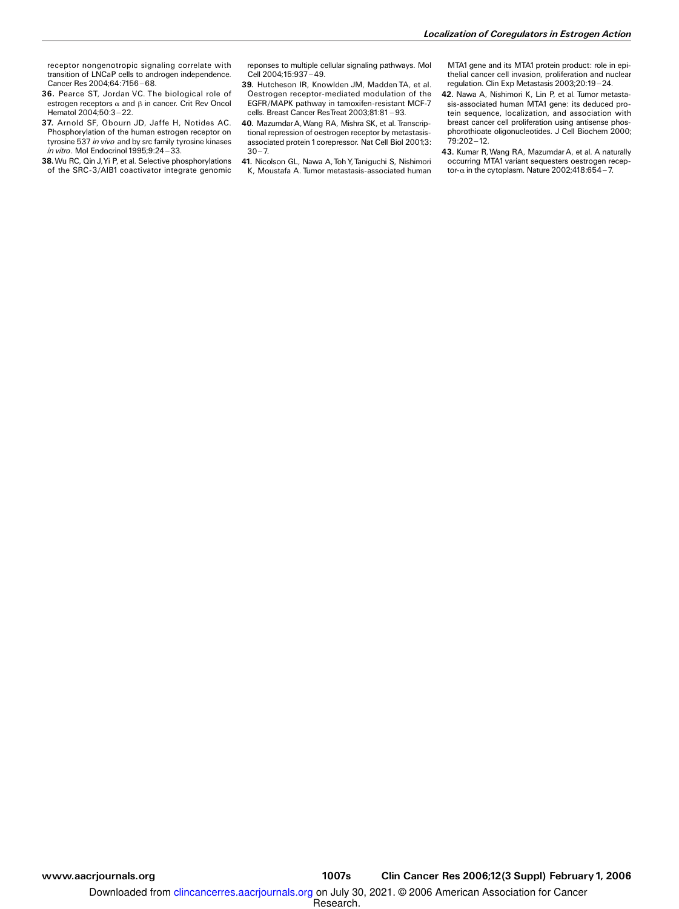receptor nongenotropic signaling correlate with transition of LNCaP cells to androgen independence. Cancer Res 2004;64:7156–68.

36. Pearce ST, Jordan VC. The biological role of estrogen receptors α and β in cancer. Crit Rev Oncol Hematol 2004;50:3–22.

37. Arnold SF, Obourn JD, Jaffe H, Notides AC. Phosphorylation of the human estrogen receptor on tyrosine 537 *in vivo* and by src family tyrosine kinases *in vitro*. Mol Endocrinol 1995;9:24–33.

38. Wu RC, Qin J, Yi P, et al. Selective phosphorylations of the SRC-3/AIB1 coactivator integrate genomic reponses to multiple cellular signaling pathways. Mol Cell 2004;15:937–49.

39. Hutcheson IR, Knowlden JM, Madden TA, et al. Oestrogen receptor-mediated modulation of the EGFR/MAPK pathway in tamoxifen-resistant MCF-7 cells. Breast Cancer Res Treat 2003;81:81–93.

40. Mazumdar A, Wang RA, Mishra SK, et al. Transcriptional repression of oestrogen receptor by metastasis-associated protein 1 corepressor. Nat Cell Biol 2001;3:30–7.

41. Nicolson GL, Nawa A, Toh Y, Taniguchi S, Nishimori K, Moustafa A. Tumor metastasis-associated human MTA1 gene and its MTA1 protein product: role in epithelial cancer cell invasion, proliferation and nuclear regulation. Clin Exp Metastasis 2003;20:19–24.

42. Nawa A, Nishimori K, Lin P, et al. Tumor metastasis-associated human MTA1 gene: its deduced protein sequence, localization, and association with breast cancer cell proliferation using antisense phosphorothioate oligonucleotides. J Cell Biochem 2000;79:202–12.

43. Kumar R, Wang RA, Mazumdar A, et al. A naturally occurring MTA1 variant sequesters oestrogen receptor-α in the cytoplasm. Nature 2002;418:654–7.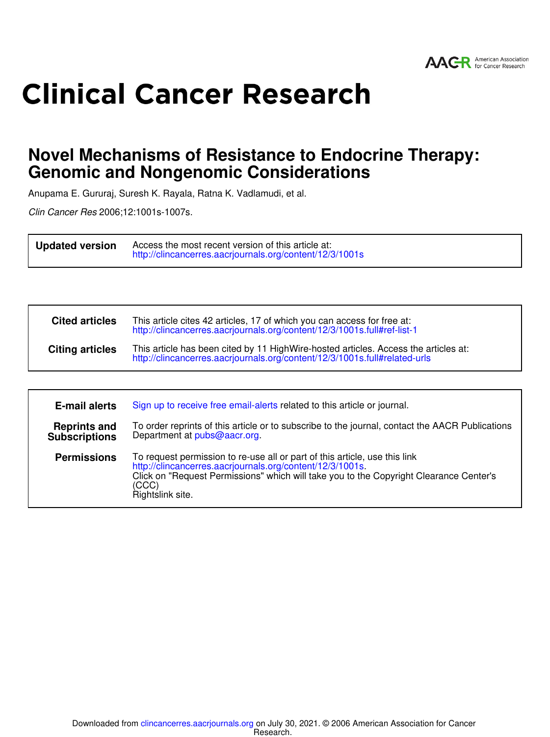# Clinical Cancer Research

## Novel Mechanisms of Resistance to Endocrine Therapy: Genomic and Nongenomic Considerations

Anupama E. Gururaj, Suresh K. Rayala, Ratna K. Vadlamudi, et al.

*Clin Cancer Res* 2006;12:1001s-1007s.

| | |
|---|---|
| **Updated version** | Access the most recent version of this article at: http://clincancerres.aacrjournals.org/content/12/3/1001s |

| | |
|---|---|
| **Cited articles** | This article cites 42 articles, 17 of which you can access for free at: http://clincancerres.aacrjournals.org/content/12/3/1001s.full#ref-list-1 |
| **Citing articles** | This article has been cited by 11 HighWire-hosted articles. Access the articles at: http://clincancerres.aacrjournals.org/content/12/3/1001s.full#related-urls |

| | |
|---|---|
| **E-mail alerts** | Sign up to receive free email-alerts related to this article or journal. |
| **Reprints and Subscriptions** | To order reprints of this article or to subscribe to the journal, contact the AACR Publications Department at pubs@aacr.org. |
| **Permissions** | To request permission to re-use all or part of this article, use this link http://clincancerres.aacrjournals.org/content/12/3/1001s. Click on "Request Permissions" which will take you to the Copyright Clearance Center's (CCC) Rightslink site. |

Downloaded from clincancerres.aacrjournals.org on July 30, 2021. © 2006 American Association for Cancer Research.